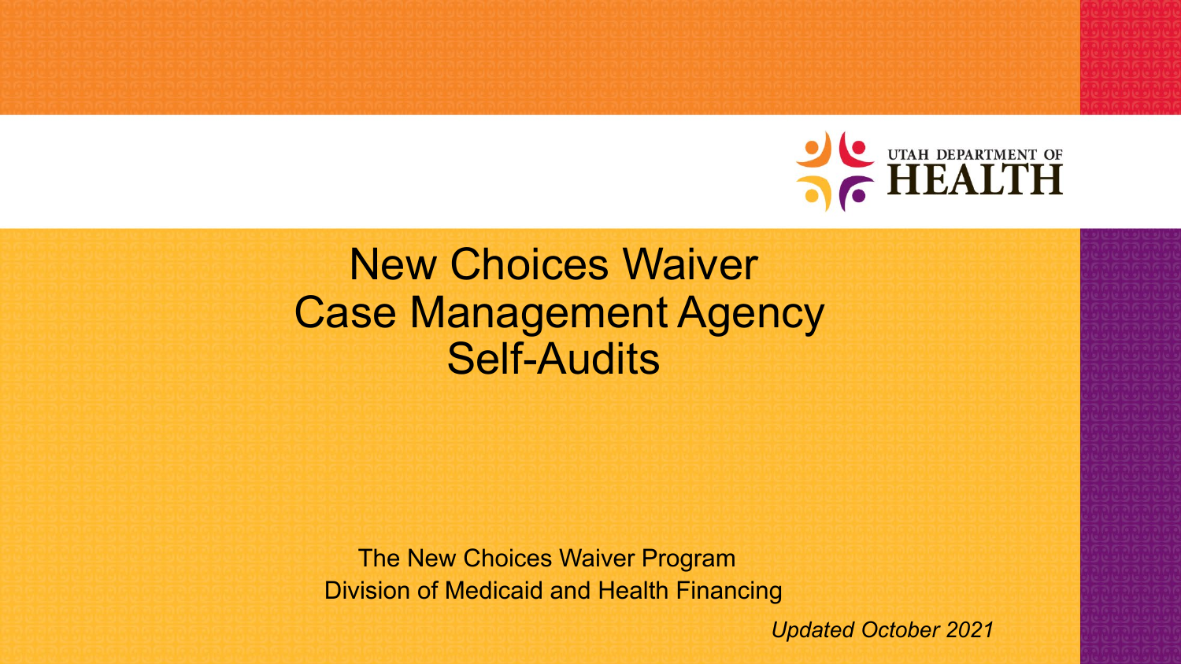UTAH DEPARTMENT OF HEALTH

# New Choices Waiver Case Management Agency Self-Audits

The New Choices Waiver Program
Division of Medicaid and Health Financing

*Updated October 2021*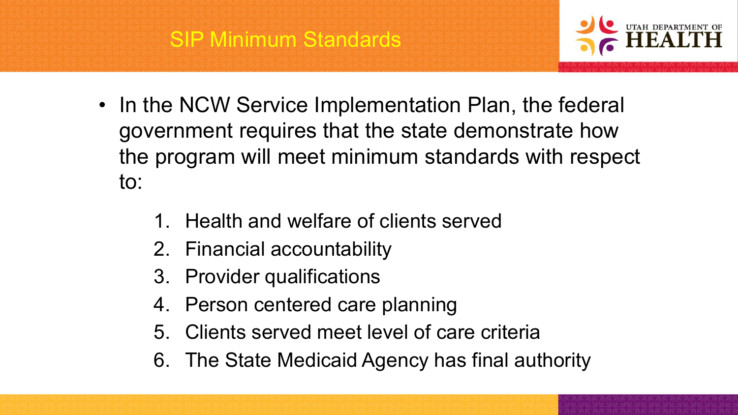# SIP Minimum Standards

- In the NCW Service Implementation Plan, the federal government requires that the state demonstrate how the program will meet minimum standards with respect to:

  1. Health and welfare of clients served
  2. Financial accountability
  3. Provider qualifications
  4. Person centered care planning
  5. Clients served meet level of care criteria
  6. The State Medicaid Agency has final authority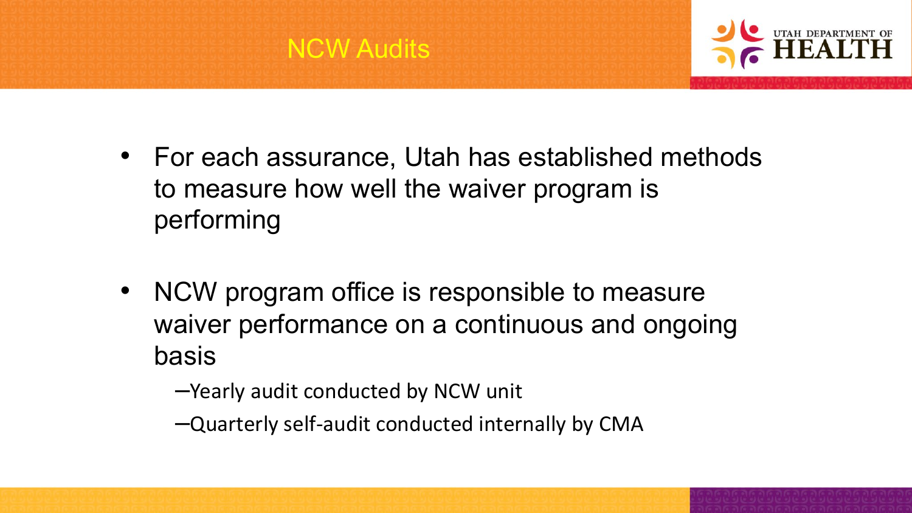# NCW Audits

- For each assurance, Utah has established methods to measure how well the waiver program is performing

- NCW program office is responsible to measure waiver performance on a continuous and ongoing basis
  - Yearly audit conducted by NCW unit
  - Quarterly self-audit conducted internally by CMA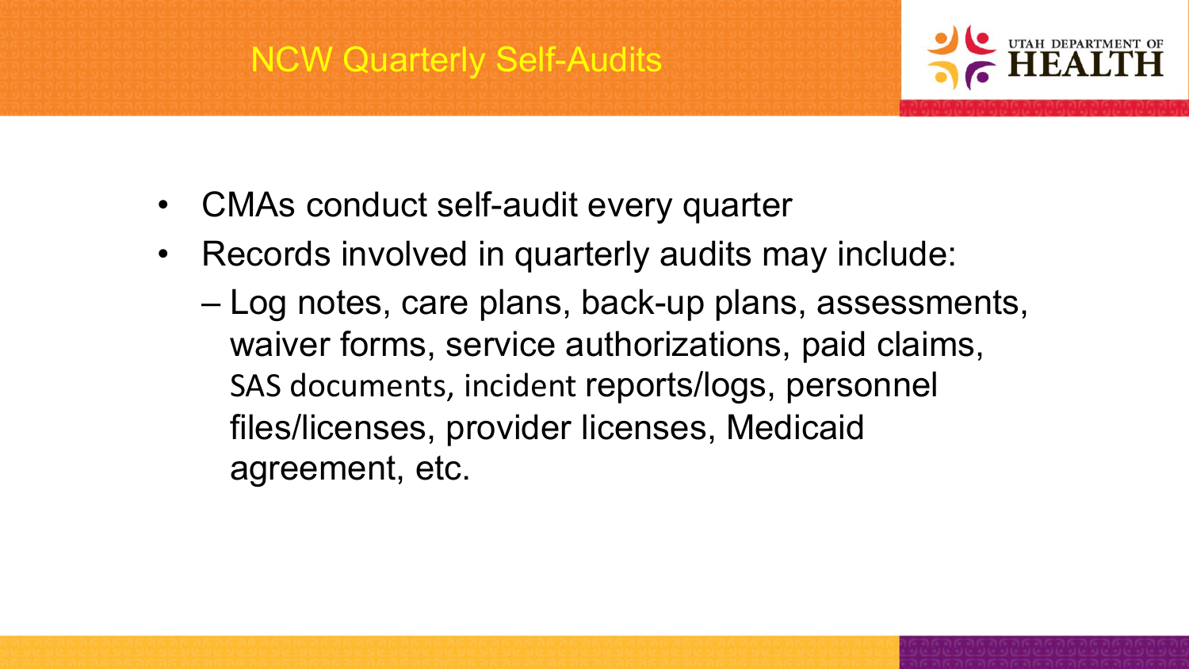# NCW Quarterly Self-Audits

- CMAs conduct self-audit every quarter
- Records involved in quarterly audits may include:
  - Log notes, care plans, back-up plans, assessments, waiver forms, service authorizations, paid claims, SAS documents, incident reports/logs, personnel files/licenses, provider licenses, Medicaid agreement, etc.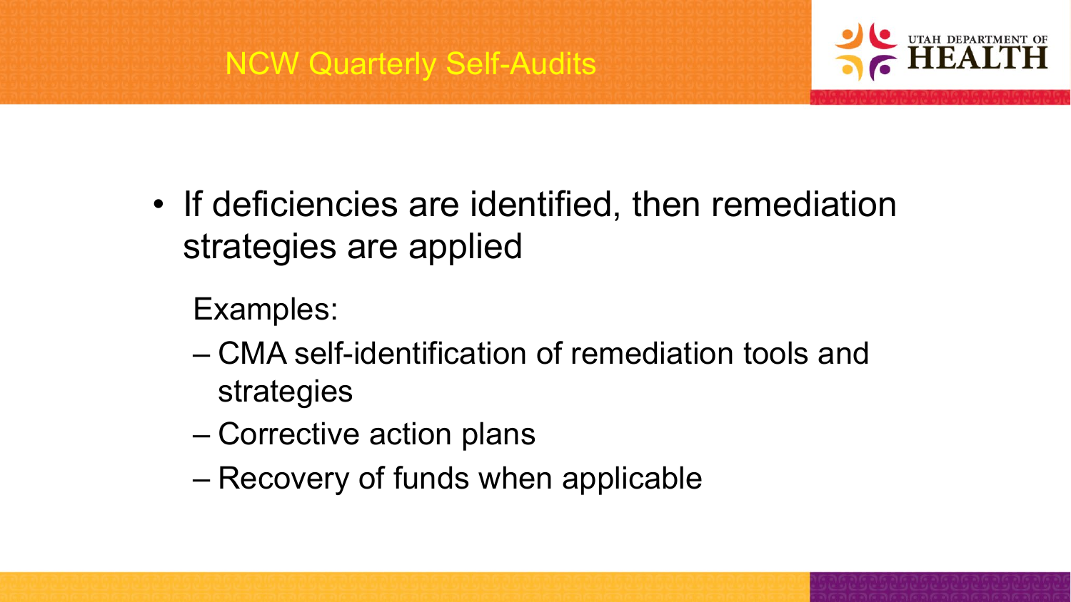# NCW Quarterly Self-Audits

- If deficiencies are identified, then remediation strategies are applied

  Examples:

  - CMA self-identification of remediation tools and strategies
  - Corrective action plans
  - Recovery of funds when applicable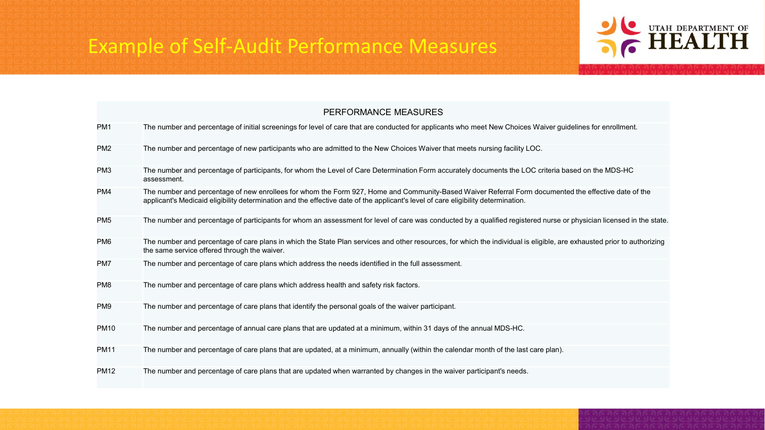# Example of Self-Audit Performance Measures

| PERFORMANCE MEASURES | |
|---|---|
| PM1 | The number and percentage of initial screenings for level of care that are conducted for applicants who meet New Choices Waiver guidelines for enrollment. |
| PM2 | The number and percentage of new participants who are admitted to the New Choices Waiver that meets nursing facility LOC. |
| PM3 | The number and percentage of participants, for whom the Level of Care Determination Form accurately documents the LOC criteria based on the MDS-HC assessment. |
| PM4 | The number and percentage of new enrollees for whom the Form 927, Home and Community-Based Waiver Referral Form documented the effective date of the applicant's Medicaid eligibility determination and the effective date of the applicant's level of care eligibility determination. |
| PM5 | The number and percentage of participants for whom an assessment for level of care was conducted by a qualified registered nurse or physician licensed in the state. |
| PM6 | The number and percentage of care plans in which the State Plan services and other resources, for which the individual is eligible, are exhausted prior to authorizing the same service offered through the waiver. |
| PM7 | The number and percentage of care plans which address the needs identified in the full assessment. |
| PM8 | The number and percentage of care plans which address health and safety risk factors. |
| PM9 | The number and percentage of care plans that identify the personal goals of the waiver participant. |
| PM10 | The number and percentage of annual care plans that are updated at a minimum, within 31 days of the annual MDS-HC. |
| PM11 | The number and percentage of care plans that are updated, at a minimum, annually (within the calendar month of the last care plan). |
| PM12 | The number and percentage of care plans that are updated when warranted by changes in the waiver participant's needs. |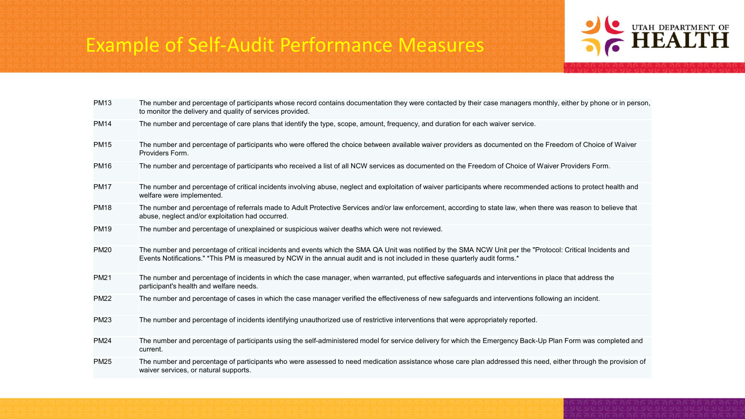# Example of Self-Audit Performance Measures

| | |
|---|---|
| PM13 | The number and percentage of participants whose record contains documentation they were contacted by their case managers monthly, either by phone or in person, to monitor the delivery and quality of services provided. |
| PM14 | The number and percentage of care plans that identify the type, scope, amount, frequency, and duration for each waiver service. |
| PM15 | The number and percentage of participants who were offered the choice between available waiver providers as documented on the Freedom of Choice of Waiver Providers Form. |
| PM16 | The number and percentage of participants who received a list of all NCW services as documented on the Freedom of Choice of Waiver Providers Form. |
| PM17 | The number and percentage of critical incidents involving abuse, neglect and exploitation of waiver participants where recommended actions to protect health and welfare were implemented. |
| PM18 | The number and percentage of referrals made to Adult Protective Services and/or law enforcement, according to state law, when there was reason to believe that abuse, neglect and/or exploitation had occurred. |
| PM19 | The number and percentage of unexplained or suspicious waiver deaths which were not reviewed. |
| PM20 | The number and percentage of critical incidents and events which the SMA QA Unit was notified by the SMA NCW Unit per the "Protocol: Critical Incidents and Events Notifications." *This PM is measured by NCW in the annual audit and is not included in these quarterly audit forms.* |
| PM21 | The number and percentage of incidents in which the case manager, when warranted, put effective safeguards and interventions in place that address the participant's health and welfare needs. |
| PM22 | The number and percentage of cases in which the case manager verified the effectiveness of new safeguards and interventions following an incident. |
| PM23 | The number and percentage of incidents identifying unauthorized use of restrictive interventions that were appropriately reported. |
| PM24 | The number and percentage of participants using the self-administered model for service delivery for which the Emergency Back-Up Plan Form was completed and current. |
| PM25 | The number and percentage of participants who were assessed to need medication assistance whose care plan addressed this need, either through the provision of waiver services, or natural supports. |